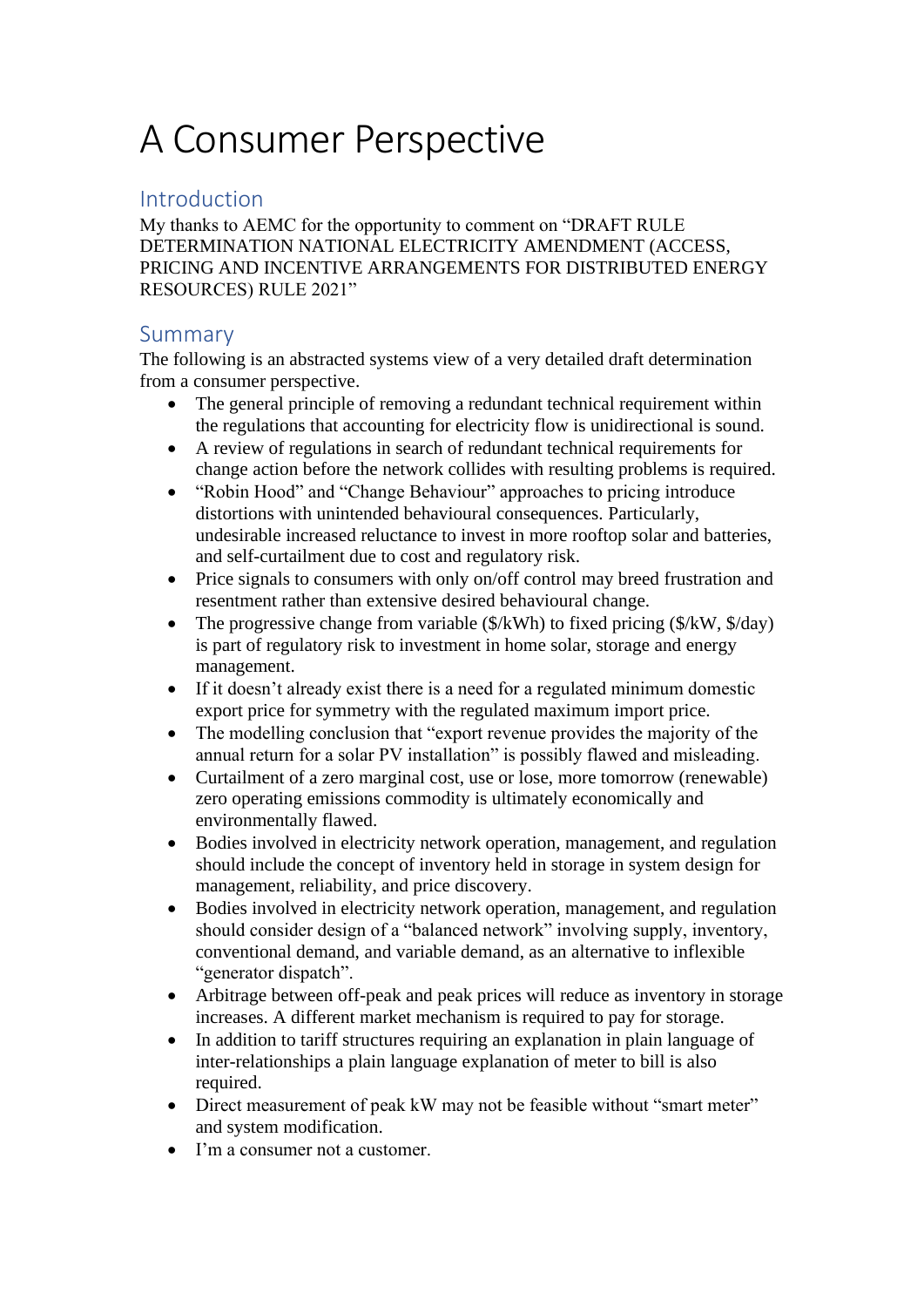# A Consumer Perspective

## Introduction

My thanks to AEMC for the opportunity to comment on "DRAFT RULE DETERMINATION NATIONAL ELECTRICITY AMENDMENT (ACCESS, PRICING AND INCENTIVE ARRANGEMENTS FOR DISTRIBUTED ENERGY RESOURCES) RULE 2021"

## Summary

The following is an abstracted systems view of a very detailed draft determination from a consumer perspective.

- The general principle of removing a redundant technical requirement within the regulations that accounting for electricity flow is unidirectional is sound.
- A review of regulations in search of redundant technical requirements for change action before the network collides with resulting problems is required.
- "Robin Hood" and "Change Behaviour" approaches to pricing introduce distortions with unintended behavioural consequences. Particularly, undesirable increased reluctance to invest in more rooftop solar and batteries, and self-curtailment due to cost and regulatory risk.
- Price signals to consumers with only on/off control may breed frustration and resentment rather than extensive desired behavioural change.
- The progressive change from variable ($/kWh) to fixed pricing ($/kW, $/day) is part of regulatory risk to investment in home solar, storage and energy management.
- If it doesn't already exist there is a need for a regulated minimum domestic export price for symmetry with the regulated maximum import price.
- The modelling conclusion that "export revenue provides the majority of the annual return for a solar PV installation" is possibly flawed and misleading.
- Curtailment of a zero marginal cost, use or lose, more tomorrow (renewable) zero operating emissions commodity is ultimately economically and environmentally flawed.
- Bodies involved in electricity network operation, management, and regulation should include the concept of inventory held in storage in system design for management, reliability, and price discovery.
- Bodies involved in electricity network operation, management, and regulation should consider design of a "balanced network" involving supply, inventory, conventional demand, and variable demand, as an alternative to inflexible "generator dispatch".
- Arbitrage between off-peak and peak prices will reduce as inventory in storage increases. A different market mechanism is required to pay for storage.
- In addition to tariff structures requiring an explanation in plain language of inter-relationships a plain language explanation of meter to bill is also required.
- Direct measurement of peak kW may not be feasible without "smart meter" and system modification.
- I'm a consumer not a customer.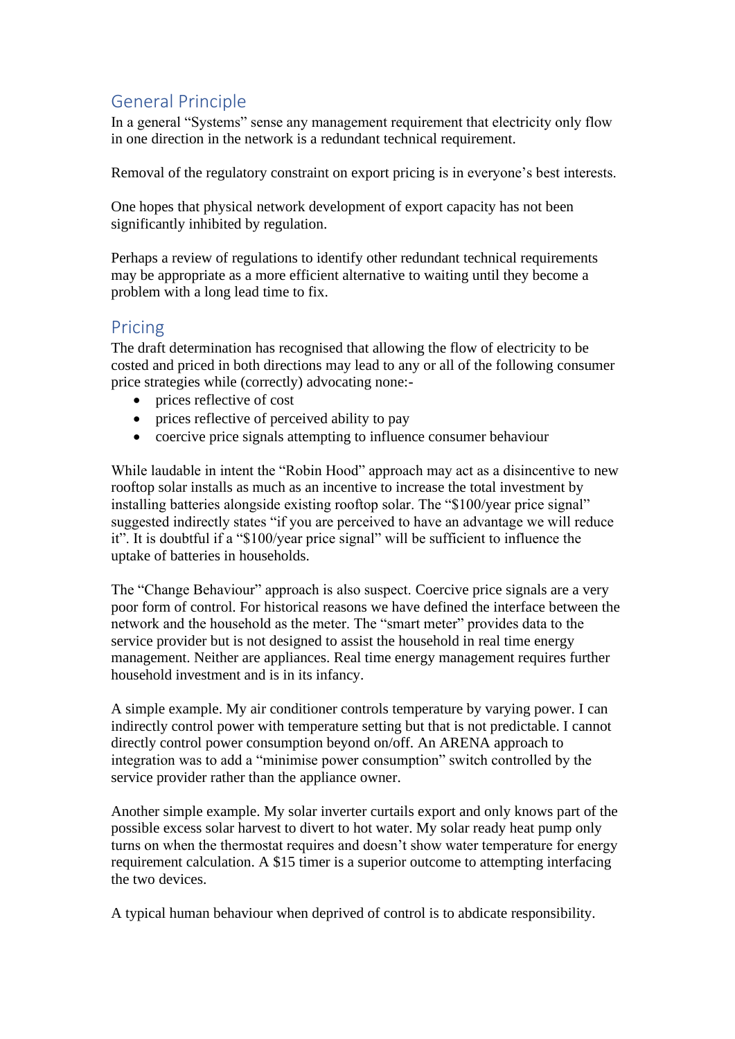## General Principle

In a general "Systems" sense any management requirement that electricity only flow in one direction in the network is a redundant technical requirement.

Removal of the regulatory constraint on export pricing is in everyone's best interests.

One hopes that physical network development of export capacity has not been significantly inhibited by regulation.

Perhaps a review of regulations to identify other redundant technical requirements may be appropriate as a more efficient alternative to waiting until they become a problem with a long lead time to fix.

## Pricing

The draft determination has recognised that allowing the flow of electricity to be costed and priced in both directions may lead to any or all of the following consumer price strategies while (correctly) advocating none:-

- prices reflective of cost
- prices reflective of perceived ability to pay
- coercive price signals attempting to influence consumer behaviour

While laudable in intent the "Robin Hood" approach may act as a disincentive to new rooftop solar installs as much as an incentive to increase the total investment by installing batteries alongside existing rooftop solar. The "$100/year price signal" suggested indirectly states "if you are perceived to have an advantage we will reduce it". It is doubtful if a "$100/year price signal" will be sufficient to influence the uptake of batteries in households.

The "Change Behaviour" approach is also suspect. Coercive price signals are a very poor form of control. For historical reasons we have defined the interface between the network and the household as the meter. The "smart meter" provides data to the service provider but is not designed to assist the household in real time energy management. Neither are appliances. Real time energy management requires further household investment and is in its infancy.

A simple example. My air conditioner controls temperature by varying power. I can indirectly control power with temperature setting but that is not predictable. I cannot directly control power consumption beyond on/off. An ARENA approach to integration was to add a "minimise power consumption" switch controlled by the service provider rather than the appliance owner.

Another simple example. My solar inverter curtails export and only knows part of the possible excess solar harvest to divert to hot water. My solar ready heat pump only turns on when the thermostat requires and doesn't show water temperature for energy requirement calculation. A $15 timer is a superior outcome to attempting interfacing the two devices.

A typical human behaviour when deprived of control is to abdicate responsibility.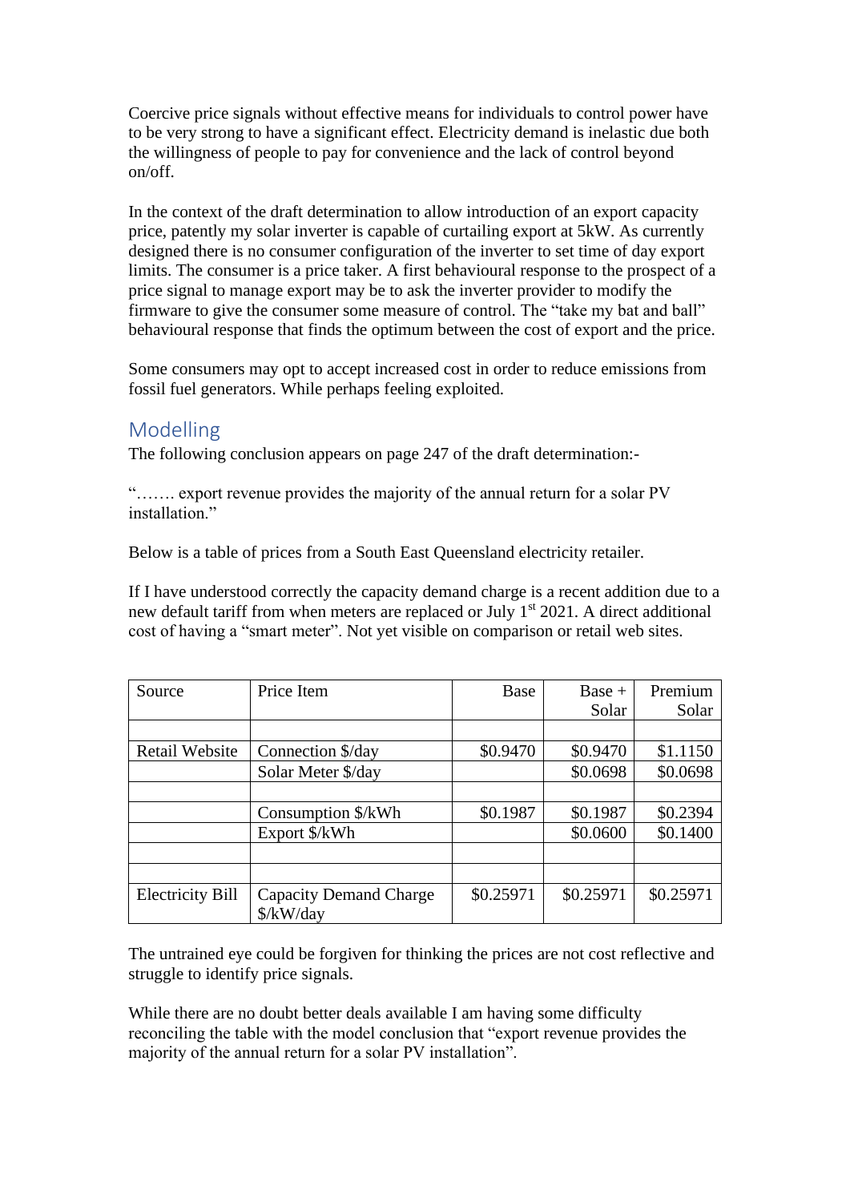Coercive price signals without effective means for individuals to control power have to be very strong to have a significant effect. Electricity demand is inelastic due both the willingness of people to pay for convenience and the lack of control beyond on/off.

In the context of the draft determination to allow introduction of an export capacity price, patently my solar inverter is capable of curtailing export at 5kW. As currently designed there is no consumer configuration of the inverter to set time of day export limits. The consumer is a price taker. A first behavioural response to the prospect of a price signal to manage export may be to ask the inverter provider to modify the firmware to give the consumer some measure of control. The "take my bat and ball" behavioural response that finds the optimum between the cost of export and the price.

Some consumers may opt to accept increased cost in order to reduce emissions from fossil fuel generators. While perhaps feeling exploited.

## Modelling

The following conclusion appears on page 247 of the draft determination:-

"……. export revenue provides the majority of the annual return for a solar PV installation."

Below is a table of prices from a South East Queensland electricity retailer.

If I have understood correctly the capacity demand charge is a recent addition due to a new default tariff from when meters are replaced or July 1st 2021. A direct additional cost of having a "smart meter". Not yet visible on comparison or retail web sites.

| Source | Price Item | Base | Base + Solar | Premium Solar |
|---|---|---|---|---|
| | | | | |
| Retail Website | Connection $/day | $0.9470 | $0.9470 | $1.1150 |
| | Solar Meter $/day | | $0.0698 | $0.0698 |
| | | | | |
| | Consumption $/kWh | $0.1987 | $0.1987 | $0.2394 |
| | Export $/kWh | | $0.0600 | $0.1400 |
| | | | | |
| | | | | |
| Electricity Bill | Capacity Demand Charge $/kW/day | $0.25971 | $0.25971 | $0.25971 |

The untrained eye could be forgiven for thinking the prices are not cost reflective and struggle to identify price signals.

While there are no doubt better deals available I am having some difficulty reconciling the table with the model conclusion that "export revenue provides the majority of the annual return for a solar PV installation".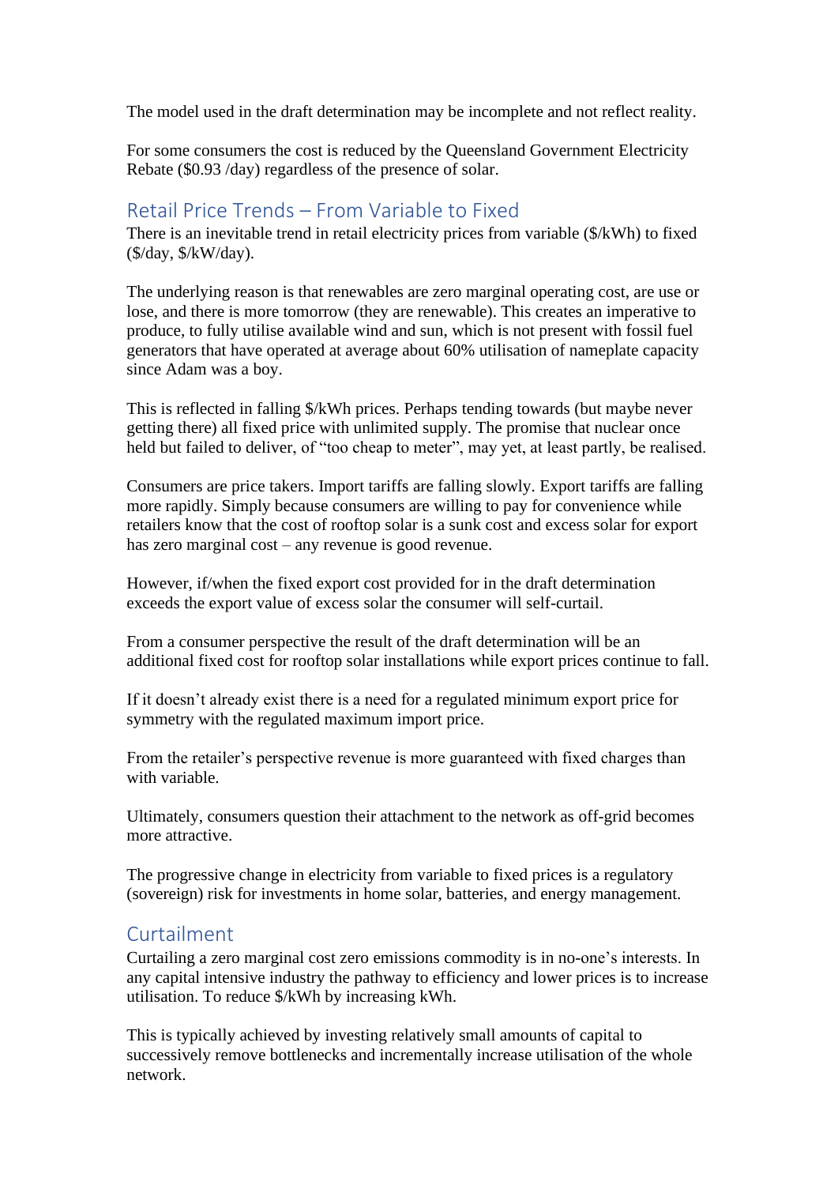The model used in the draft determination may be incomplete and not reflect reality.

For some consumers the cost is reduced by the Queensland Government Electricity Rebate ($0.93 /day) regardless of the presence of solar.

## Retail Price Trends – From Variable to Fixed

There is an inevitable trend in retail electricity prices from variable ($/kWh) to fixed ($/day, $/kW/day).

The underlying reason is that renewables are zero marginal operating cost, are use or lose, and there is more tomorrow (they are renewable). This creates an imperative to produce, to fully utilise available wind and sun, which is not present with fossil fuel generators that have operated at average about 60% utilisation of nameplate capacity since Adam was a boy.

This is reflected in falling $/kWh prices. Perhaps tending towards (but maybe never getting there) all fixed price with unlimited supply. The promise that nuclear once held but failed to deliver, of "too cheap to meter", may yet, at least partly, be realised.

Consumers are price takers. Import tariffs are falling slowly. Export tariffs are falling more rapidly. Simply because consumers are willing to pay for convenience while retailers know that the cost of rooftop solar is a sunk cost and excess solar for export has zero marginal cost – any revenue is good revenue.

However, if/when the fixed export cost provided for in the draft determination exceeds the export value of excess solar the consumer will self-curtail.

From a consumer perspective the result of the draft determination will be an additional fixed cost for rooftop solar installations while export prices continue to fall.

If it doesn't already exist there is a need for a regulated minimum export price for symmetry with the regulated maximum import price.

From the retailer's perspective revenue is more guaranteed with fixed charges than with variable.

Ultimately, consumers question their attachment to the network as off-grid becomes more attractive.

The progressive change in electricity from variable to fixed prices is a regulatory (sovereign) risk for investments in home solar, batteries, and energy management.

## Curtailment

Curtailing a zero marginal cost zero emissions commodity is in no-one's interests. In any capital intensive industry the pathway to efficiency and lower prices is to increase utilisation. To reduce $/kWh by increasing kWh.

This is typically achieved by investing relatively small amounts of capital to successively remove bottlenecks and incrementally increase utilisation of the whole network.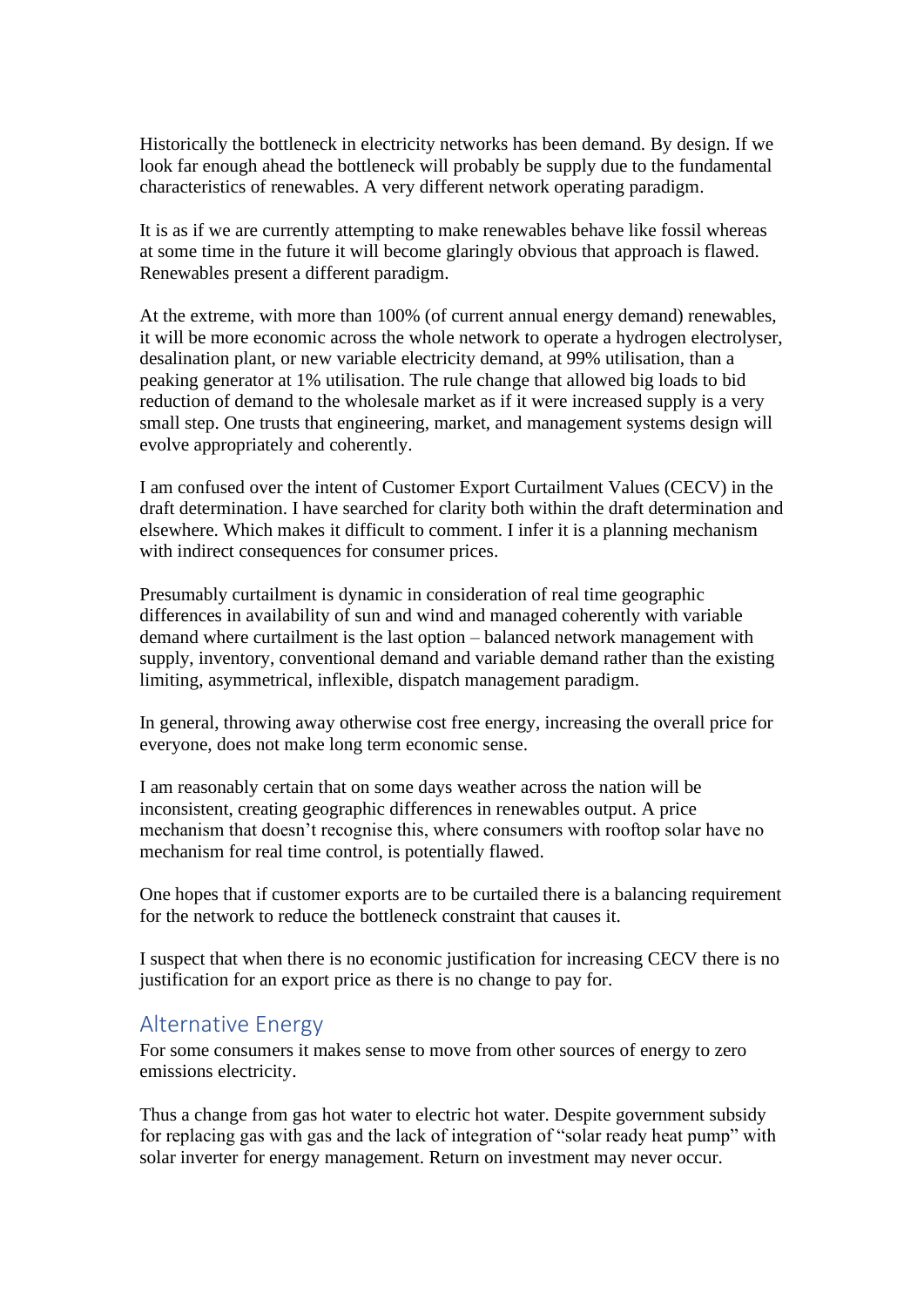Historically the bottleneck in electricity networks has been demand. By design. If we look far enough ahead the bottleneck will probably be supply due to the fundamental characteristics of renewables. A very different network operating paradigm.

It is as if we are currently attempting to make renewables behave like fossil whereas at some time in the future it will become glaringly obvious that approach is flawed. Renewables present a different paradigm.

At the extreme, with more than 100% (of current annual energy demand) renewables, it will be more economic across the whole network to operate a hydrogen electrolyser, desalination plant, or new variable electricity demand, at 99% utilisation, than a peaking generator at 1% utilisation. The rule change that allowed big loads to bid reduction of demand to the wholesale market as if it were increased supply is a very small step. One trusts that engineering, market, and management systems design will evolve appropriately and coherently.

I am confused over the intent of Customer Export Curtailment Values (CECV) in the draft determination. I have searched for clarity both within the draft determination and elsewhere. Which makes it difficult to comment. I infer it is a planning mechanism with indirect consequences for consumer prices.

Presumably curtailment is dynamic in consideration of real time geographic differences in availability of sun and wind and managed coherently with variable demand where curtailment is the last option – balanced network management with supply, inventory, conventional demand and variable demand rather than the existing limiting, asymmetrical, inflexible, dispatch management paradigm.

In general, throwing away otherwise cost free energy, increasing the overall price for everyone, does not make long term economic sense.

I am reasonably certain that on some days weather across the nation will be inconsistent, creating geographic differences in renewables output. A price mechanism that doesn't recognise this, where consumers with rooftop solar have no mechanism for real time control, is potentially flawed.

One hopes that if customer exports are to be curtailed there is a balancing requirement for the network to reduce the bottleneck constraint that causes it.

I suspect that when there is no economic justification for increasing CECV there is no justification for an export price as there is no change to pay for.

## Alternative Energy

For some consumers it makes sense to move from other sources of energy to zero emissions electricity.

Thus a change from gas hot water to electric hot water. Despite government subsidy for replacing gas with gas and the lack of integration of "solar ready heat pump" with solar inverter for energy management. Return on investment may never occur.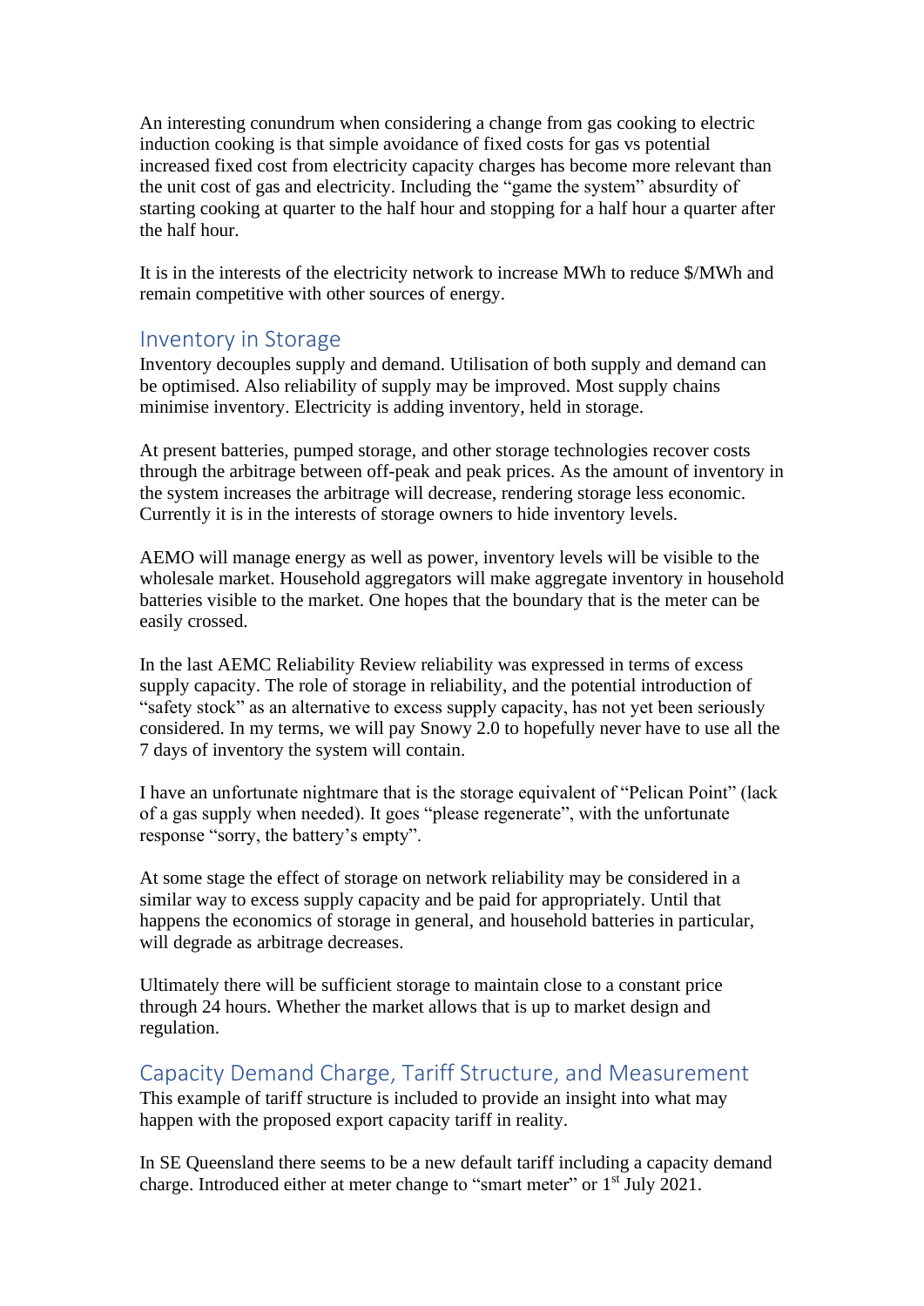An interesting conundrum when considering a change from gas cooking to electric induction cooking is that simple avoidance of fixed costs for gas vs potential increased fixed cost from electricity capacity charges has become more relevant than the unit cost of gas and electricity. Including the "game the system" absurdity of starting cooking at quarter to the half hour and stopping for a half hour a quarter after the half hour.

It is in the interests of the electricity network to increase MWh to reduce $/MWh and remain competitive with other sources of energy.

## Inventory in Storage

Inventory decouples supply and demand. Utilisation of both supply and demand can be optimised. Also reliability of supply may be improved. Most supply chains minimise inventory. Electricity is adding inventory, held in storage.

At present batteries, pumped storage, and other storage technologies recover costs through the arbitrage between off-peak and peak prices. As the amount of inventory in the system increases the arbitrage will decrease, rendering storage less economic. Currently it is in the interests of storage owners to hide inventory levels.

AEMO will manage energy as well as power, inventory levels will be visible to the wholesale market. Household aggregators will make aggregate inventory in household batteries visible to the market. One hopes that the boundary that is the meter can be easily crossed.

In the last AEMC Reliability Review reliability was expressed in terms of excess supply capacity. The role of storage in reliability, and the potential introduction of "safety stock" as an alternative to excess supply capacity, has not yet been seriously considered. In my terms, we will pay Snowy 2.0 to hopefully never have to use all the 7 days of inventory the system will contain.

I have an unfortunate nightmare that is the storage equivalent of "Pelican Point" (lack of a gas supply when needed). It goes "please regenerate", with the unfortunate response "sorry, the battery's empty".

At some stage the effect of storage on network reliability may be considered in a similar way to excess supply capacity and be paid for appropriately. Until that happens the economics of storage in general, and household batteries in particular, will degrade as arbitrage decreases.

Ultimately there will be sufficient storage to maintain close to a constant price through 24 hours. Whether the market allows that is up to market design and regulation.

## Capacity Demand Charge, Tariff Structure, and Measurement

This example of tariff structure is included to provide an insight into what may happen with the proposed export capacity tariff in reality.

In SE Queensland there seems to be a new default tariff including a capacity demand charge. Introduced either at meter change to "smart meter" or 1st July 2021.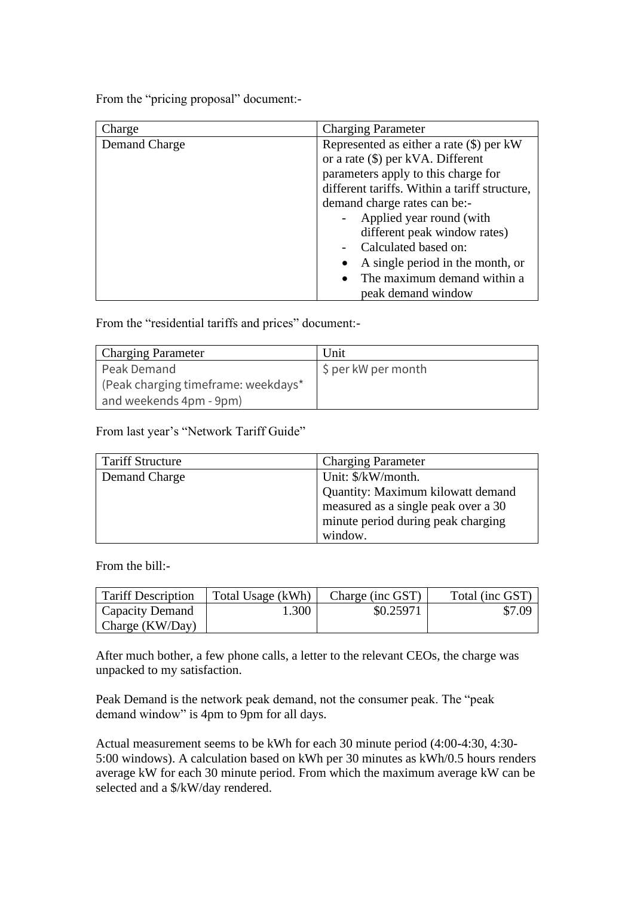From the "pricing proposal" document:-

| Charge | Charging Parameter |
| --- | --- |
| Demand Charge | Represented as either a rate ($) per kW or a rate ($) per kVA. Different parameters apply to this charge for different tariffs. Within a tariff structure, demand charge rates can be:- <br>- Applied year round (with different peak window rates) <br>- Calculated based on: <br>• A single period in the month, or <br>• The maximum demand within a peak demand window |

From the "residential tariffs and prices" document:-

| Charging Parameter | Unit |
| --- | --- |
| Peak Demand (Peak charging timeframe: weekdays* and weekends 4pm - 9pm) | $ per kW per month |

From last year's "Network Tariff Guide"

| Tariff Structure | Charging Parameter |
| --- | --- |
| Demand Charge | Unit: $/kW/month. Quantity: Maximum kilowatt demand measured as a single peak over a 30 minute period during peak charging window. |

From the bill:-

| Tariff Description | Total Usage (kWh) | Charge (inc GST) | Total (inc GST) |
| --- | --- | --- | --- |
| Capacity Demand Charge (KW/Day) | 1.300 | $0.25971 | $7.09 |

After much bother, a few phone calls, a letter to the relevant CEOs, the charge was unpacked to my satisfaction.

Peak Demand is the network peak demand, not the consumer peak. The "peak demand window" is 4pm to 9pm for all days.

Actual measurement seems to be kWh for each 30 minute period (4:00-4:30, 4:30-5:00 windows). A calculation based on kWh per 30 minutes as kWh/0.5 hours renders average kW for each 30 minute period. From which the maximum average kW can be selected and a $/kW/day rendered.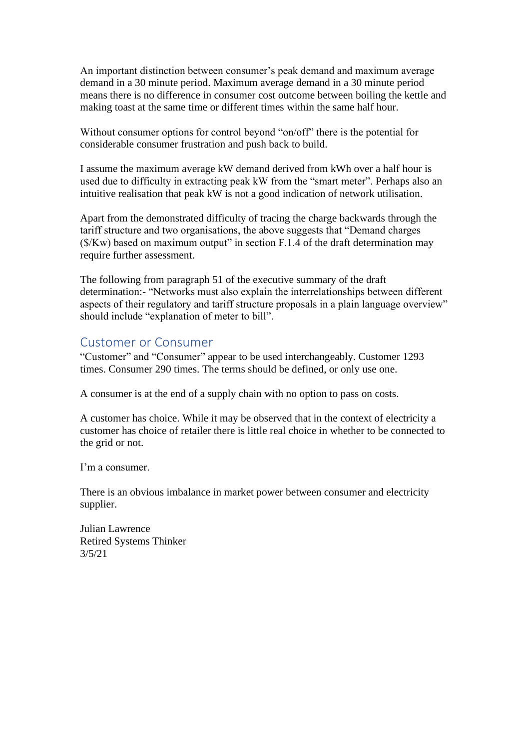An important distinction between consumer's peak demand and maximum average demand in a 30 minute period. Maximum average demand in a 30 minute period means there is no difference in consumer cost outcome between boiling the kettle and making toast at the same time or different times within the same half hour.

Without consumer options for control beyond "on/off" there is the potential for considerable consumer frustration and push back to build.

I assume the maximum average kW demand derived from kWh over a half hour is used due to difficulty in extracting peak kW from the "smart meter". Perhaps also an intuitive realisation that peak kW is not a good indication of network utilisation.

Apart from the demonstrated difficulty of tracing the charge backwards through the tariff structure and two organisations, the above suggests that "Demand charges ($/Kw) based on maximum output" in section F.1.4 of the draft determination may require further assessment.

The following from paragraph 51 of the executive summary of the draft determination:- "Networks must also explain the interrelationships between different aspects of their regulatory and tariff structure proposals in a plain language overview" should include "explanation of meter to bill".

## Customer or Consumer

"Customer" and "Consumer" appear to be used interchangeably. Customer 1293 times. Consumer 290 times. The terms should be defined, or only use one.

A consumer is at the end of a supply chain with no option to pass on costs.

A customer has choice. While it may be observed that in the context of electricity a customer has choice of retailer there is little real choice in whether to be connected to the grid or not.

I'm a consumer.

There is an obvious imbalance in market power between consumer and electricity supplier.

Julian Lawrence
Retired Systems Thinker
3/5/21